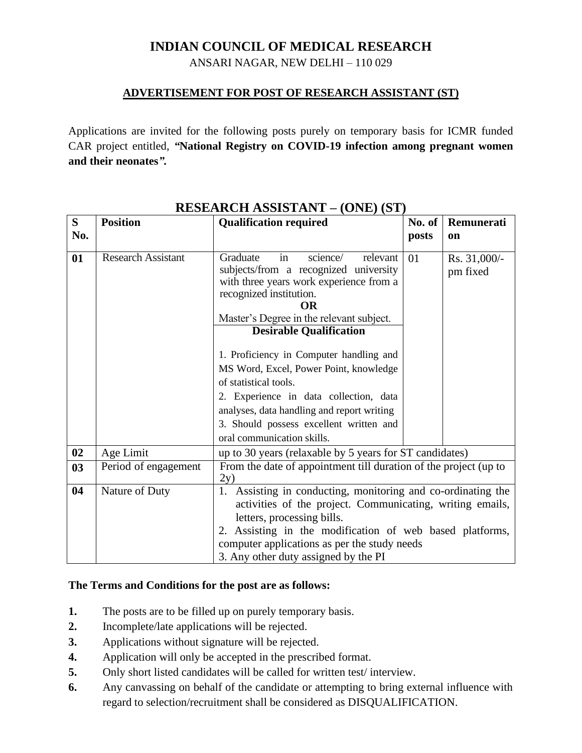# INDIAN COUNCIL OF MEDICAL RESEARCH

ANSARI NAGAR, NEW DELHI – 110 029

## ADVERTISEMENT FOR POST OF RESEARCH ASSISTANT (ST)

Applications are invited for the following posts purely on temporary basis for ICMR funded CAR project entitled, ***"National Registry on COVID-19 infection among pregnant women and their neonates".***

## RESEARCH ASSISTANT – (ONE) (ST)

| S No. | Position | Qualification required | No. of posts | Remuneration |
|---|---|---|---|---|
| **01** | Research Assistant | Graduate in science/ relevant subjects/from a recognized university with three years work experience from a recognized institution.<br>**OR**<br>Master's Degree in the relevant subject.<br>**Desirable Qualification**<br>1. Proficiency in Computer handling and MS Word, Excel, Power Point, knowledge of statistical tools.<br>2. Experience in data collection, data analyses, data handling and report writing<br>3. Should possess excellent written and oral communication skills. | 01 | Rs. 31,000/- pm fixed |
| **02** | Age Limit | up to 30 years (relaxable by 5 years for ST candidates) | | |
| **03** | Period of engagement | From the date of appointment till duration of the project (up to 2y) | | |
| **04** | Nature of Duty | 1. Assisting in conducting, monitoring and co-ordinating the activities of the project. Communicating, writing emails, letters, processing bills.<br>2. Assisting in the modification of web based platforms, computer applications as per the study needs<br>3. Any other duty assigned by the PI | | |

**The Terms and Conditions for the post are as follows:**

1. The posts are to be filled up on purely temporary basis.
2. Incomplete/late applications will be rejected.
3. Applications without signature will be rejected.
4. Application will only be accepted in the prescribed format.
5. Only short listed candidates will be called for written test/ interview.
6. Any canvassing on behalf of the candidate or attempting to bring external influence with regard to selection/recruitment shall be considered as DISQUALIFICATION.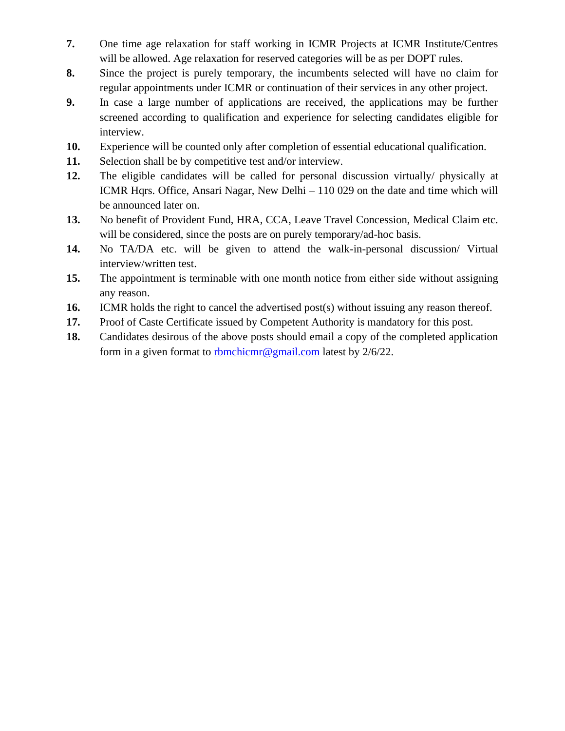7. One time age relaxation for staff working in ICMR Projects at ICMR Institute/Centres will be allowed. Age relaxation for reserved categories will be as per DOPT rules.
8. Since the project is purely temporary, the incumbents selected will have no claim for regular appointments under ICMR or continuation of their services in any other project.
9. In case a large number of applications are received, the applications may be further screened according to qualification and experience for selecting candidates eligible for interview.
10. Experience will be counted only after completion of essential educational qualification.
11. Selection shall be by competitive test and/or interview.
12. The eligible candidates will be called for personal discussion virtually/ physically at ICMR Hqrs. Office, Ansari Nagar, New Delhi – 110 029 on the date and time which will be announced later on.
13. No benefit of Provident Fund, HRA, CCA, Leave Travel Concession, Medical Claim etc. will be considered, since the posts are on purely temporary/ad-hoc basis.
14. No TA/DA etc. will be given to attend the walk-in-personal discussion/ Virtual interview/written test.
15. The appointment is terminable with one month notice from either side without assigning any reason.
16. ICMR holds the right to cancel the advertised post(s) without issuing any reason thereof.
17. Proof of Caste Certificate issued by Competent Authority is mandatory for this post.
18. Candidates desirous of the above posts should email a copy of the completed application form in a given format to rbmchicmr@gmail.com latest by 2/6/22.